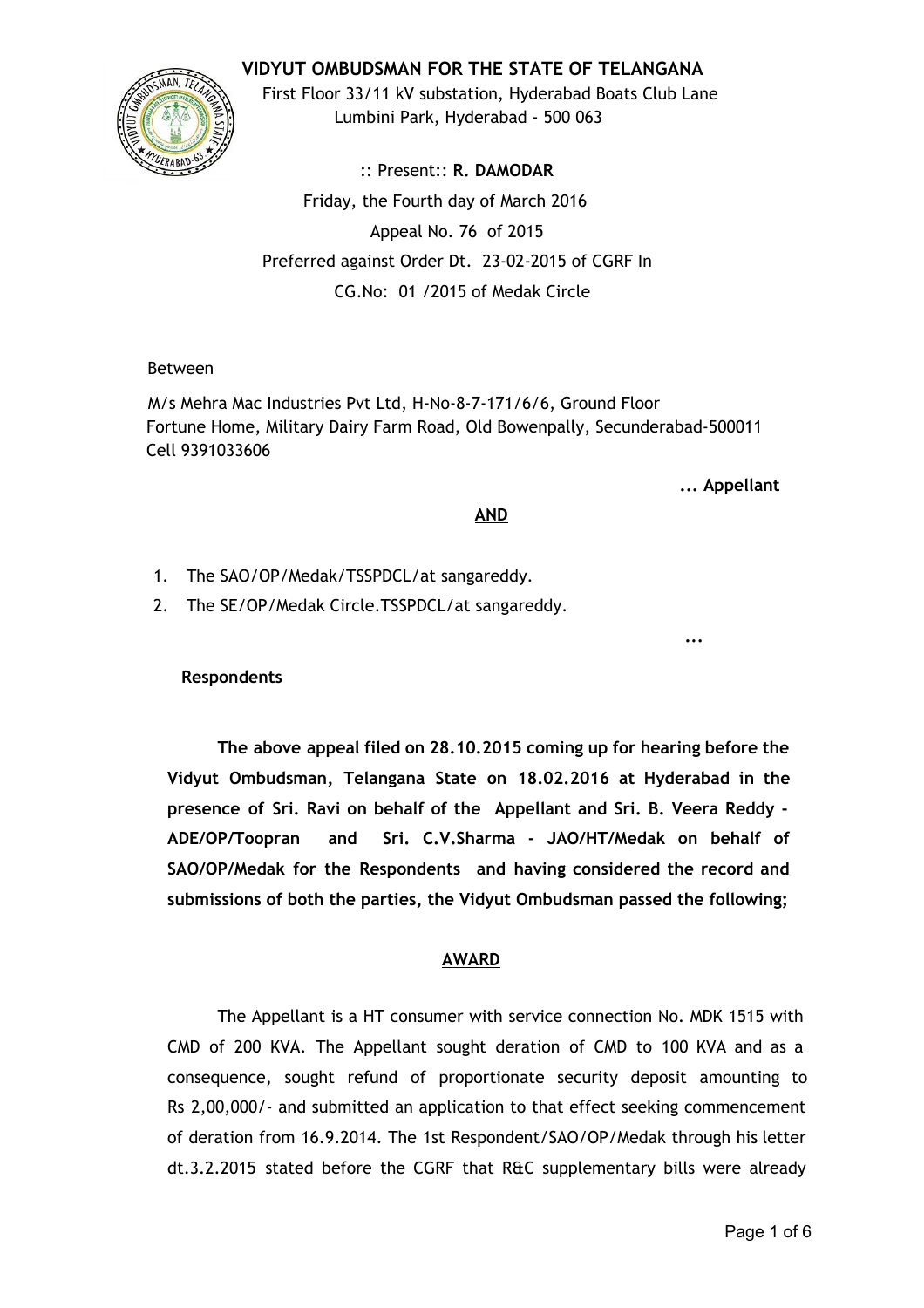# VIDYUT OMBUDSMAN FOR THE STATE OF TELANGANA

First Floor 33/11 kV substation, Hyderabad Boats Club Lane
Lumbini Park, Hyderabad - 500 063

:: Present:: **R. DAMODAR**

Friday, the Fourth day of March 2016

Appeal No. 76 of 2015

Preferred against Order Dt. 23-02-2015 of CGRF In
CG.No: 01 /2015 of Medak Circle

Between

M/s Mehra Mac Industries Pvt Ltd, H-No-8-7-171/6/6, Ground Floor
Fortune Home, Military Dairy Farm Road, Old Bowenpally, Secunderabad-500011
Cell 9391033606

**... Appellant**

**AND**

1. The SAO/OP/Medak/TSSPDCL/at sangareddy.
2. The SE/OP/Medak Circle.TSSPDCL/at sangareddy.

...

**Respondents**

**The above appeal filed on 28.10.2015 coming up for hearing before the Vidyut Ombudsman, Telangana State on 18.02.2016 at Hyderabad in the presence of Sri. Ravi on behalf of the Appellant and Sri. B. Veera Reddy - ADE/OP/Toopran and Sri. C.V.Sharma - JAO/HT/Medak on behalf of SAO/OP/Medak for the Respondents and having considered the record and submissions of both the parties, the Vidyut Ombudsman passed the following;**

**AWARD**

The Appellant is a HT consumer with service connection No. MDK 1515 with CMD of 200 KVA. The Appellant sought deration of CMD to 100 KVA and as a consequence, sought refund of proportionate security deposit amounting to Rs 2,00,000/- and submitted an application to that effect seeking commencement of deration from 16.9.2014. The 1st Respondent/SAO/OP/Medak through his letter dt.3.2.2015 stated before the CGRF that R&C supplementary bills were already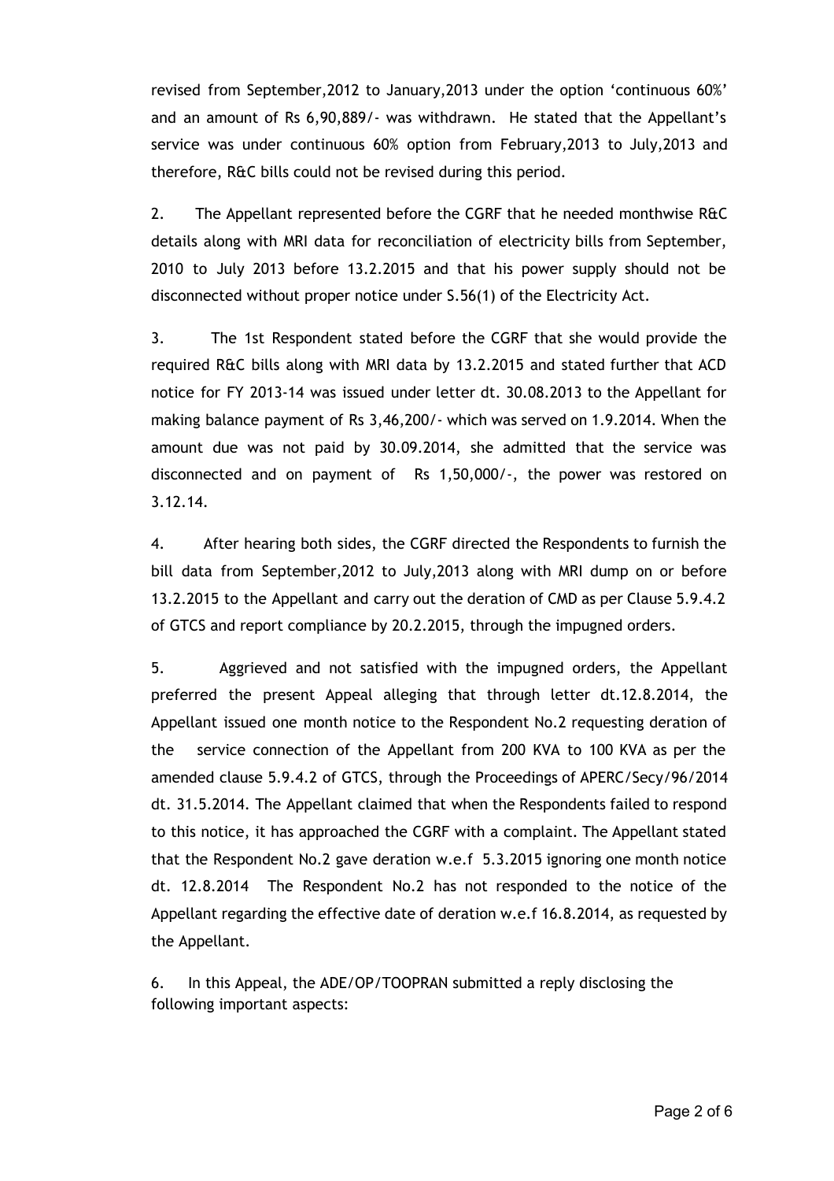revised from September,2012 to January,2013 under the option 'continuous 60%' and an amount of Rs 6,90,889/- was withdrawn. He stated that the Appellant's service was under continuous 60% option from February,2013 to July,2013 and therefore, R&C bills could not be revised during this period.

2. The Appellant represented before the CGRF that he needed monthwise R&C details along with MRI data for reconciliation of electricity bills from September, 2010 to July 2013 before 13.2.2015 and that his power supply should not be disconnected without proper notice under S.56(1) of the Electricity Act.

3. The 1st Respondent stated before the CGRF that she would provide the required R&C bills along with MRI data by 13.2.2015 and stated further that ACD notice for FY 2013-14 was issued under letter dt. 30.08.2013 to the Appellant for making balance payment of Rs 3,46,200/- which was served on 1.9.2014. When the amount due was not paid by 30.09.2014, she admitted that the service was disconnected and on payment of Rs 1,50,000/-, the power was restored on 3.12.14.

4. After hearing both sides, the CGRF directed the Respondents to furnish the bill data from September,2012 to July,2013 along with MRI dump on or before 13.2.2015 to the Appellant and carry out the deration of CMD as per Clause 5.9.4.2 of GTCS and report compliance by 20.2.2015, through the impugned orders.

5. Aggrieved and not satisfied with the impugned orders, the Appellant preferred the present Appeal alleging that through letter dt.12.8.2014, the Appellant issued one month notice to the Respondent No.2 requesting deration of the service connection of the Appellant from 200 KVA to 100 KVA as per the amended clause 5.9.4.2 of GTCS, through the Proceedings of APERC/Secy/96/2014 dt. 31.5.2014. The Appellant claimed that when the Respondents failed to respond to this notice, it has approached the CGRF with a complaint. The Appellant stated that the Respondent No.2 gave deration w.e.f 5.3.2015 ignoring one month notice dt. 12.8.2014 The Respondent No.2 has not responded to the notice of the Appellant regarding the effective date of deration w.e.f 16.8.2014, as requested by the Appellant.

6. In this Appeal, the ADE/OP/TOOPRAN submitted a reply disclosing the following important aspects: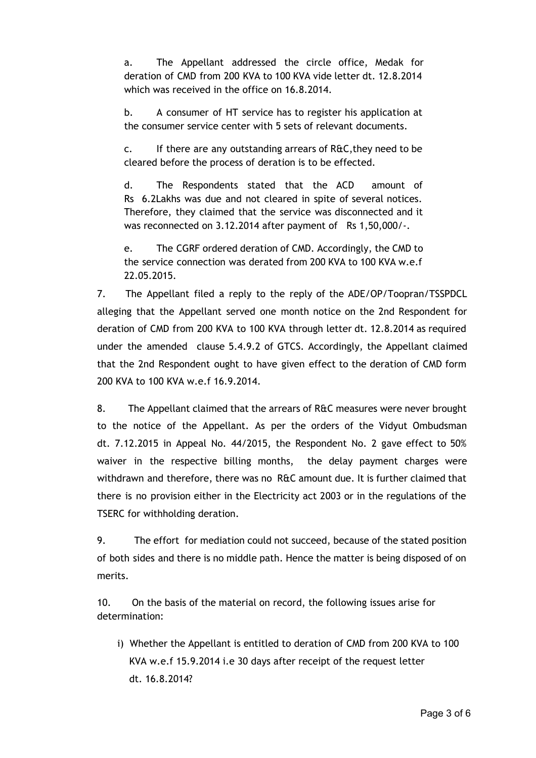a. The Appellant addressed the circle office, Medak for deration of CMD from 200 KVA to 100 KVA vide letter dt. 12.8.2014 which was received in the office on 16.8.2014.

b. A consumer of HT service has to register his application at the consumer service center with 5 sets of relevant documents.

c. If there are any outstanding arrears of R&C,they need to be cleared before the process of deration is to be effected.

d. The Respondents stated that the ACD amount of Rs 6.2Lakhs was due and not cleared in spite of several notices. Therefore, they claimed that the service was disconnected and it was reconnected on 3.12.2014 after payment of Rs 1,50,000/-.

e. The CGRF ordered deration of CMD. Accordingly, the CMD to the service connection was derated from 200 KVA to 100 KVA w.e.f 22.05.2015.

7. The Appellant filed a reply to the reply of the ADE/OP/Toopran/TSSPDCL alleging that the Appellant served one month notice on the 2nd Respondent for deration of CMD from 200 KVA to 100 KVA through letter dt. 12.8.2014 as required under the amended clause 5.4.9.2 of GTCS. Accordingly, the Appellant claimed that the 2nd Respondent ought to have given effect to the deration of CMD form 200 KVA to 100 KVA w.e.f 16.9.2014.

8. The Appellant claimed that the arrears of R&C measures were never brought to the notice of the Appellant. As per the orders of the Vidyut Ombudsman dt. 7.12.2015 in Appeal No. 44/2015, the Respondent No. 2 gave effect to 50% waiver in the respective billing months, the delay payment charges were withdrawn and therefore, there was no R&C amount due. It is further claimed that there is no provision either in the Electricity act 2003 or in the regulations of the TSERC for withholding deration.

9. The effort for mediation could not succeed, because of the stated position of both sides and there is no middle path. Hence the matter is being disposed of on merits.

10. On the basis of the material on record, the following issues arise for determination:

i) Whether the Appellant is entitled to deration of CMD from 200 KVA to 100 KVA w.e.f 15.9.2014 i.e 30 days after receipt of the request letter dt. 16.8.2014?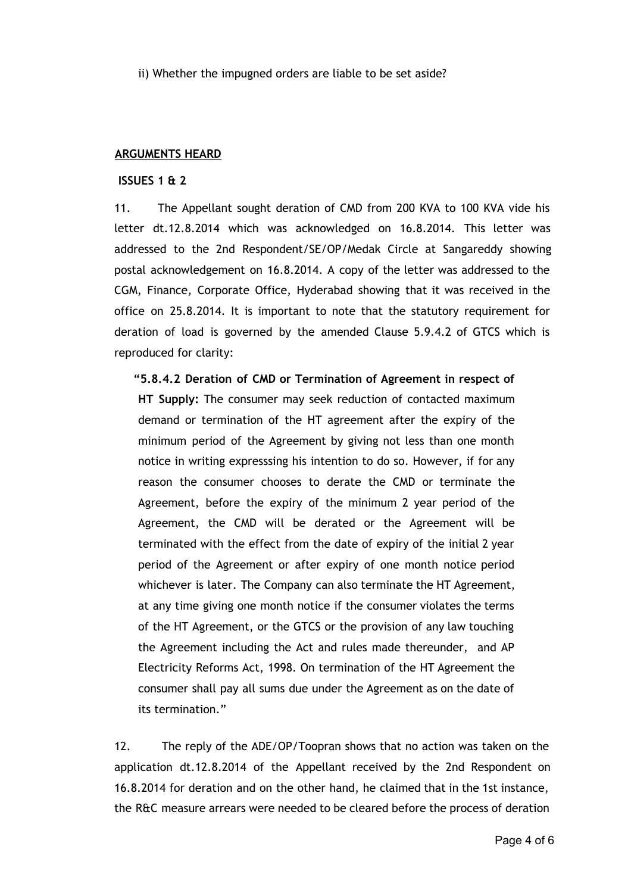ii) Whether the impugned orders are liable to be set aside?

## ARGUMENTS HEARD

**ISSUES 1 & 2**

11. The Appellant sought deration of CMD from 200 KVA to 100 KVA vide his letter dt.12.8.2014 which was acknowledged on 16.8.2014. This letter was addressed to the 2nd Respondent/SE/OP/Medak Circle at Sangareddy showing postal acknowledgement on 16.8.2014. A copy of the letter was addressed to the CGM, Finance, Corporate Office, Hyderabad showing that it was received in the office on 25.8.2014. It is important to note that the statutory requirement for deration of load is governed by the amended Clause 5.9.4.2 of GTCS which is reproduced for clarity:

> "**5.8.4.2 Deration of CMD or Termination of Agreement in respect of HT Supply:** The consumer may seek reduction of contacted maximum demand or termination of the HT agreement after the expiry of the minimum period of the Agreement by giving not less than one month notice in writing expresssing his intention to do so. However, if for any reason the consumer chooses to derate the CMD or terminate the Agreement, before the expiry of the minimum 2 year period of the Agreement, the CMD will be derated or the Agreement will be terminated with the effect from the date of expiry of the initial 2 year period of the Agreement or after expiry of one month notice period whichever is later. The Company can also terminate the HT Agreement, at any time giving one month notice if the consumer violates the terms of the HT Agreement, or the GTCS or the provision of any law touching the Agreement including the Act and rules made thereunder, and AP Electricity Reforms Act, 1998. On termination of the HT Agreement the consumer shall pay all sums due under the Agreement as on the date of its termination."

12. The reply of the ADE/OP/Toopran shows that no action was taken on the application dt.12.8.2014 of the Appellant received by the 2nd Respondent on 16.8.2014 for deration and on the other hand, he claimed that in the 1st instance, the R&C measure arrears were needed to be cleared before the process of deration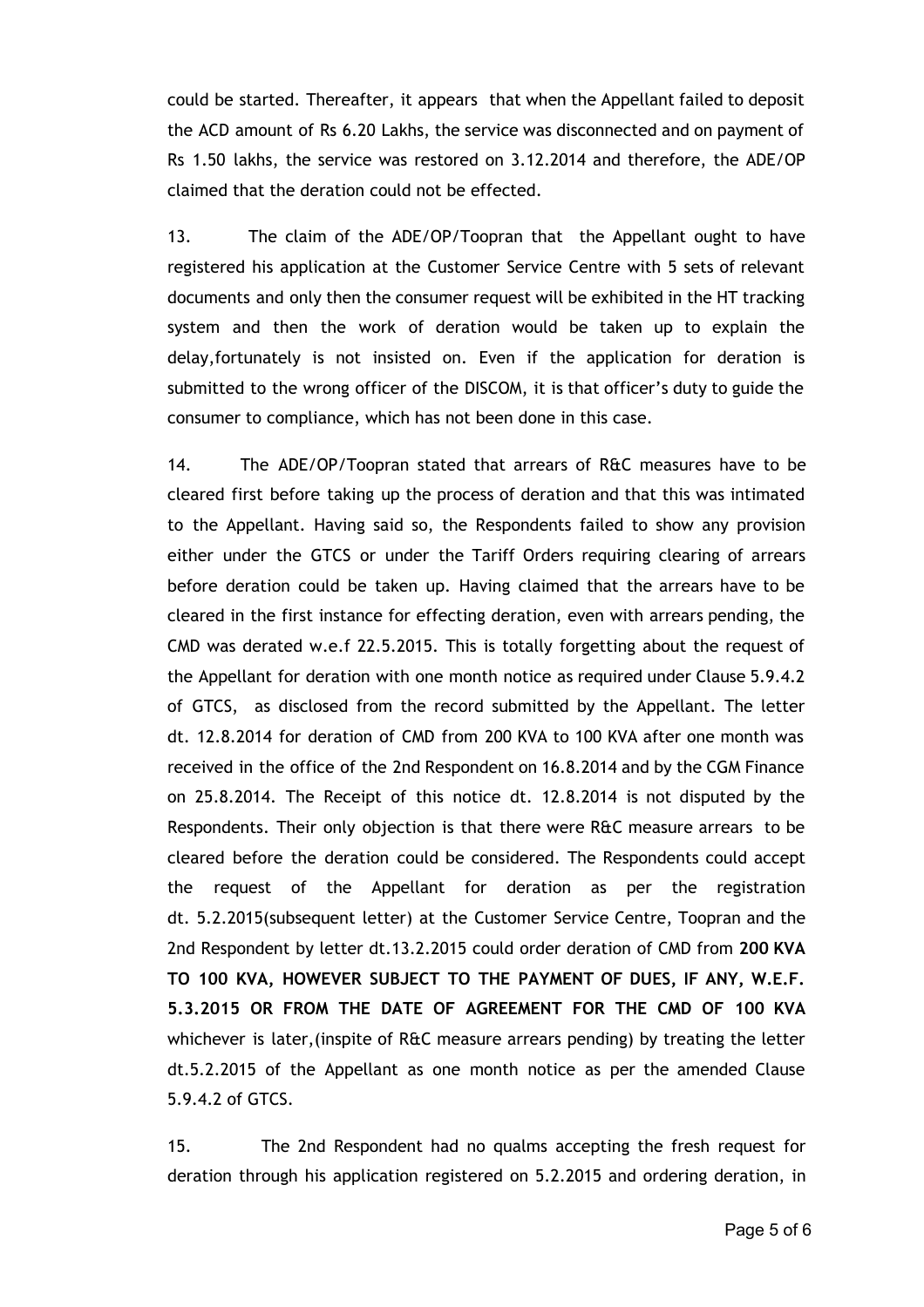could be started. Thereafter, it appears that when the Appellant failed to deposit the ACD amount of Rs 6.20 Lakhs, the service was disconnected and on payment of Rs 1.50 lakhs, the service was restored on 3.12.2014 and therefore, the ADE/OP claimed that the deration could not be effected.

13. The claim of the ADE/OP/Toopran that the Appellant ought to have registered his application at the Customer Service Centre with 5 sets of relevant documents and only then the consumer request will be exhibited in the HT tracking system and then the work of deration would be taken up to explain the delay,fortunately is not insisted on. Even if the application for deration is submitted to the wrong officer of the DISCOM, it is that officer's duty to guide the consumer to compliance, which has not been done in this case.

14. The ADE/OP/Toopran stated that arrears of R&C measures have to be cleared first before taking up the process of deration and that this was intimated to the Appellant. Having said so, the Respondents failed to show any provision either under the GTCS or under the Tariff Orders requiring clearing of arrears before deration could be taken up. Having claimed that the arrears have to be cleared in the first instance for effecting deration, even with arrears pending, the CMD was derated w.e.f 22.5.2015. This is totally forgetting about the request of the Appellant for deration with one month notice as required under Clause 5.9.4.2 of GTCS, as disclosed from the record submitted by the Appellant. The letter dt. 12.8.2014 for deration of CMD from 200 KVA to 100 KVA after one month was received in the office of the 2nd Respondent on 16.8.2014 and by the CGM Finance on 25.8.2014. The Receipt of this notice dt. 12.8.2014 is not disputed by the Respondents. Their only objection is that there were R&C measure arrears to be cleared before the deration could be considered. The Respondents could accept the request of the Appellant for deration as per the registration dt. 5.2.2015(subsequent letter) at the Customer Service Centre, Toopran and the 2nd Respondent by letter dt.13.2.2015 could order deration of CMD from **200 KVA TO 100 KVA, HOWEVER SUBJECT TO THE PAYMENT OF DUES, IF ANY, W.E.F. 5.3.2015 OR FROM THE DATE OF AGREEMENT FOR THE CMD OF 100 KVA** whichever is later,(inspite of R&C measure arrears pending) by treating the letter dt.5.2.2015 of the Appellant as one month notice as per the amended Clause 5.9.4.2 of GTCS.

15. The 2nd Respondent had no qualms accepting the fresh request for deration through his application registered on 5.2.2015 and ordering deration, in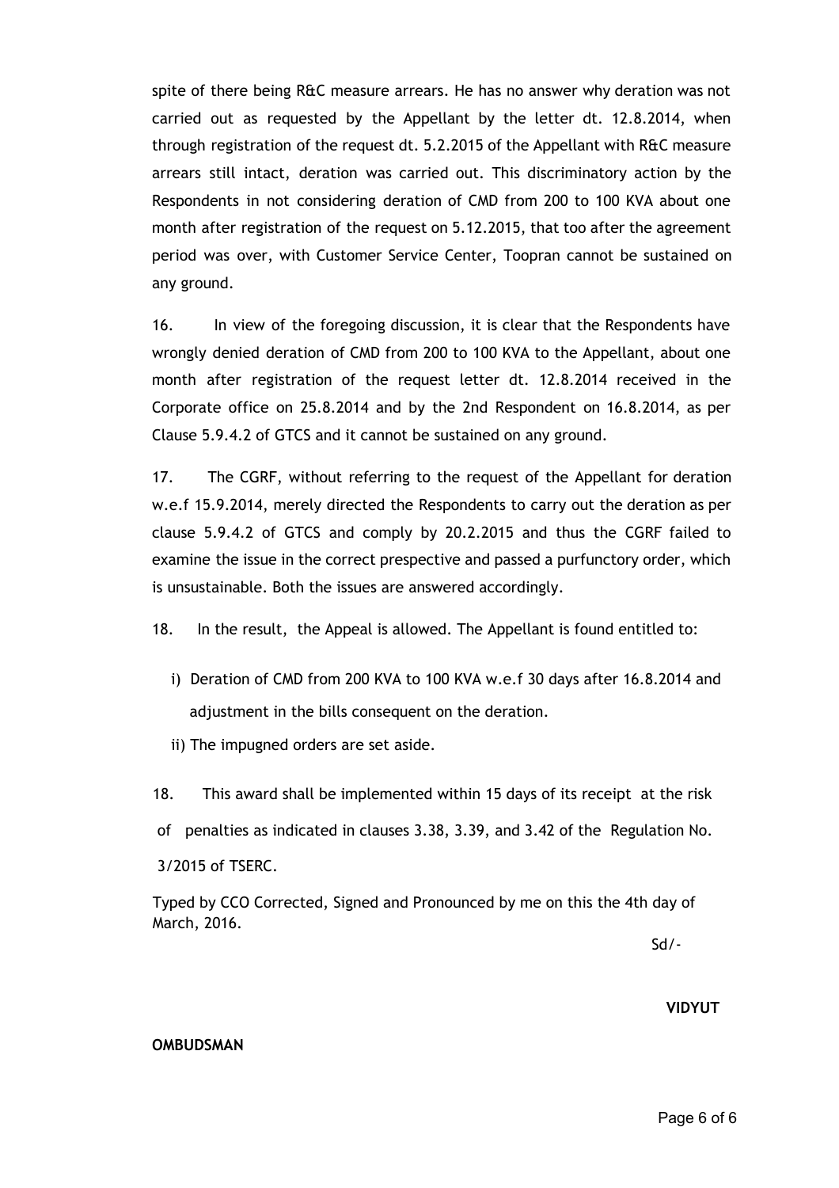spite of there being R&C measure arrears. He has no answer why deration was not carried out as requested by the Appellant by the letter dt. 12.8.2014, when through registration of the request dt. 5.2.2015 of the Appellant with R&C measure arrears still intact, deration was carried out. This discriminatory action by the Respondents in not considering deration of CMD from 200 to 100 KVA about one month after registration of the request on 5.12.2015, that too after the agreement period was over, with Customer Service Center, Toopran cannot be sustained on any ground.

16. In view of the foregoing discussion, it is clear that the Respondents have wrongly denied deration of CMD from 200 to 100 KVA to the Appellant, about one month after registration of the request letter dt. 12.8.2014 received in the Corporate office on 25.8.2014 and by the 2nd Respondent on 16.8.2014, as per Clause 5.9.4.2 of GTCS and it cannot be sustained on any ground.

17. The CGRF, without referring to the request of the Appellant for deration w.e.f 15.9.2014, merely directed the Respondents to carry out the deration as per clause 5.9.4.2 of GTCS and comply by 20.2.2015 and thus the CGRF failed to examine the issue in the correct prespective and passed a purfunctory order, which is unsustainable. Both the issues are answered accordingly.

18. In the result, the Appeal is allowed. The Appellant is found entitled to:

i) Deration of CMD from 200 KVA to 100 KVA w.e.f 30 days after 16.8.2014 and adjustment in the bills consequent on the deration.

ii) The impugned orders are set aside.

18. This award shall be implemented within 15 days of its receipt at the risk of penalties as indicated in clauses 3.38, 3.39, and 3.42 of the Regulation No. 3/2015 of TSERC.

Typed by CCO Corrected, Signed and Pronounced by me on this the 4th day of March, 2016.

Sd/-

**VIDYUT OMBUDSMAN**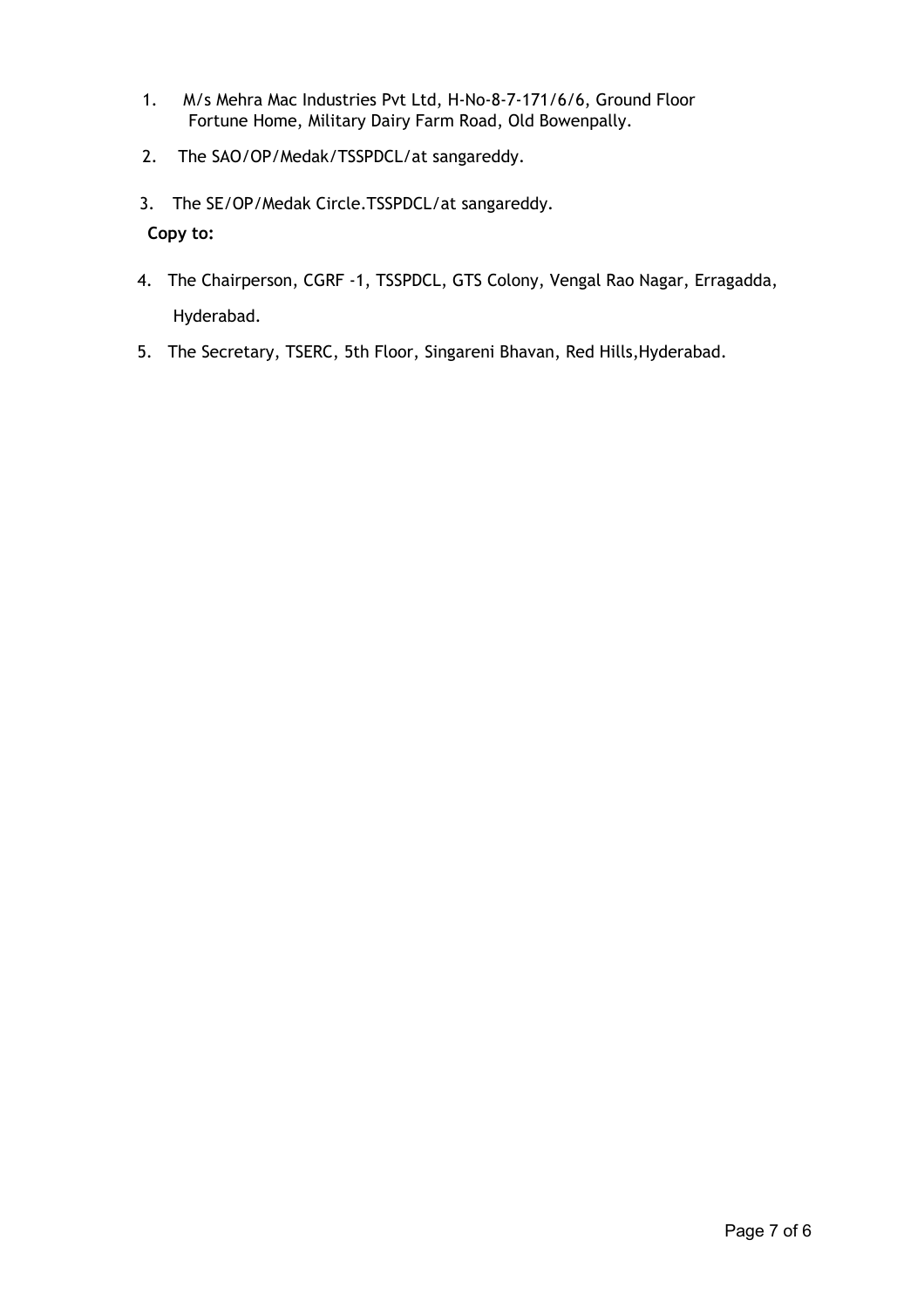1. M/s Mehra Mac Industries Pvt Ltd, H-No-8-7-171/6/6, Ground Floor Fortune Home, Military Dairy Farm Road, Old Bowenpally.
2. The SAO/OP/Medak/TSSPDCL/at sangareddy.
3. The SE/OP/Medak Circle.TSSPDCL/at sangareddy.

**Copy to:**

4. The Chairperson, CGRF -1, TSSPDCL, GTS Colony, Vengal Rao Nagar, Erragadda, Hyderabad.
5. The Secretary, TSERC, 5th Floor, Singareni Bhavan, Red Hills,Hyderabad.